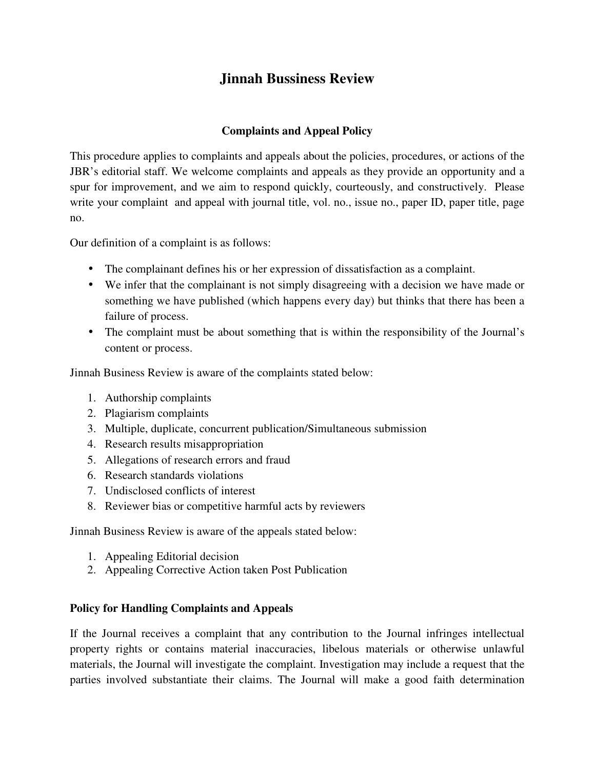# Jinnah Bussiness Review

## Complaints and Appeal Policy

This procedure applies to complaints and appeals about the policies, procedures, or actions of the JBR's editorial staff. We welcome complaints and appeals as they provide an opportunity and a spur for improvement, and we aim to respond quickly, courteously, and constructively. Please write your complaint and appeal with journal title, vol. no., issue no., paper ID, paper title, page no.

Our definition of a complaint is as follows:

- The complainant defines his or her expression of dissatisfaction as a complaint.
- We infer that the complainant is not simply disagreeing with a decision we have made or something we have published (which happens every day) but thinks that there has been a failure of process.
- The complaint must be about something that is within the responsibility of the Journal's content or process.

Jinnah Business Review is aware of the complaints stated below:

1. Authorship complaints
2. Plagiarism complaints
3. Multiple, duplicate, concurrent publication/Simultaneous submission
4. Research results misappropriation
5. Allegations of research errors and fraud
6. Research standards violations
7. Undisclosed conflicts of interest
8. Reviewer bias or competitive harmful acts by reviewers

Jinnah Business Review is aware of the appeals stated below:

1. Appealing Editorial decision
2. Appealing Corrective Action taken Post Publication

### Policy for Handling Complaints and Appeals

If the Journal receives a complaint that any contribution to the Journal infringes intellectual property rights or contains material inaccuracies, libelous materials or otherwise unlawful materials, the Journal will investigate the complaint. Investigation may include a request that the parties involved substantiate their claims. The Journal will make a good faith determination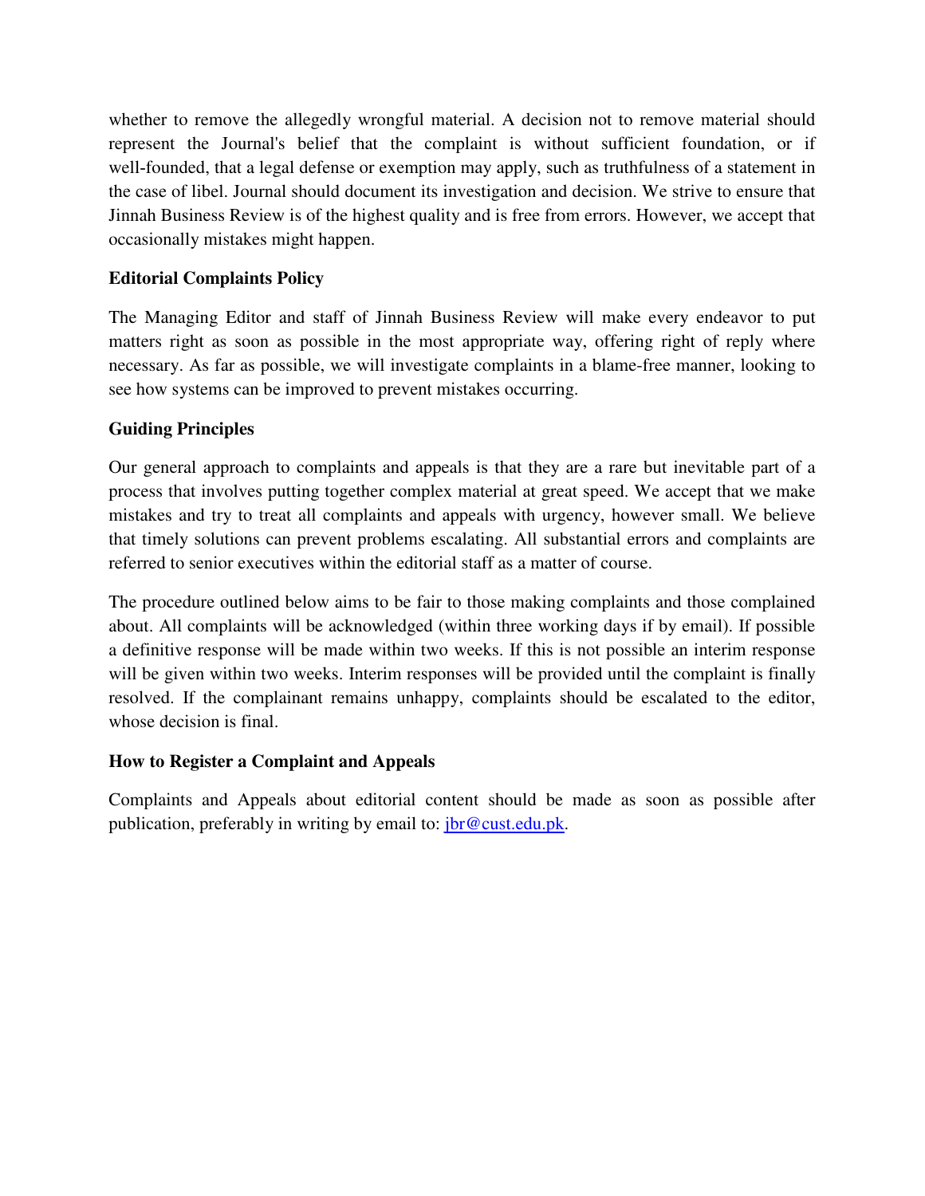whether to remove the allegedly wrongful material. A decision not to remove material should represent the Journal's belief that the complaint is without sufficient foundation, or if well-founded, that a legal defense or exemption may apply, such as truthfulness of a statement in the case of libel. Journal should document its investigation and decision. We strive to ensure that Jinnah Business Review is of the highest quality and is free from errors. However, we accept that occasionally mistakes might happen.

**Editorial Complaints Policy**

The Managing Editor and staff of Jinnah Business Review will make every endeavor to put matters right as soon as possible in the most appropriate way, offering right of reply where necessary. As far as possible, we will investigate complaints in a blame-free manner, looking to see how systems can be improved to prevent mistakes occurring.

**Guiding Principles**

Our general approach to complaints and appeals is that they are a rare but inevitable part of a process that involves putting together complex material at great speed. We accept that we make mistakes and try to treat all complaints and appeals with urgency, however small. We believe that timely solutions can prevent problems escalating. All substantial errors and complaints are referred to senior executives within the editorial staff as a matter of course.

The procedure outlined below aims to be fair to those making complaints and those complained about. All complaints will be acknowledged (within three working days if by email). If possible a definitive response will be made within two weeks. If this is not possible an interim response will be given within two weeks. Interim responses will be provided until the complaint is finally resolved. If the complainant remains unhappy, complaints should be escalated to the editor, whose decision is final.

**How to Register a Complaint and Appeals**

Complaints and Appeals about editorial content should be made as soon as possible after publication, preferably in writing by email to: jbr@cust.edu.pk.